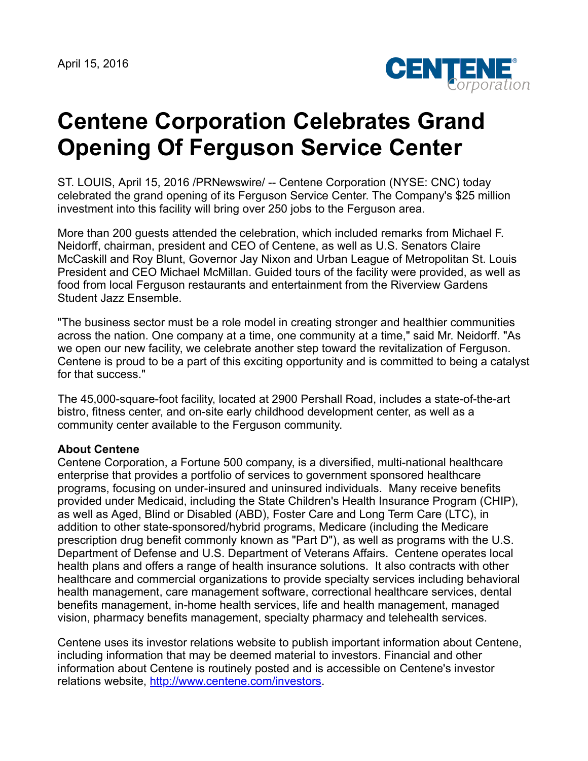April 15, 2016

# Centene Corporation Celebrates Grand Opening Of Ferguson Service Center

ST. LOUIS, April 15, 2016 /PRNewswire/ -- Centene Corporation (NYSE: CNC) today celebrated the grand opening of its Ferguson Service Center. The Company's $25 million investment into this facility will bring over 250 jobs to the Ferguson area.

More than 200 guests attended the celebration, which included remarks from Michael F. Neidorff, chairman, president and CEO of Centene, as well as U.S. Senators Claire McCaskill and Roy Blunt, Governor Jay Nixon and Urban League of Metropolitan St. Louis President and CEO Michael McMillan. Guided tours of the facility were provided, as well as food from local Ferguson restaurants and entertainment from the Riverview Gardens Student Jazz Ensemble.

"The business sector must be a role model in creating stronger and healthier communities across the nation. One company at a time, one community at a time," said Mr. Neidorff. "As we open our new facility, we celebrate another step toward the revitalization of Ferguson. Centene is proud to be a part of this exciting opportunity and is committed to being a catalyst for that success."

The 45,000-square-foot facility, located at 2900 Pershall Road, includes a state-of-the-art bistro, fitness center, and on-site early childhood development center, as well as a community center available to the Ferguson community.

**About Centene**
Centene Corporation, a Fortune 500 company, is a diversified, multi-national healthcare enterprise that provides a portfolio of services to government sponsored healthcare programs, focusing on under-insured and uninsured individuals. Many receive benefits provided under Medicaid, including the State Children's Health Insurance Program (CHIP), as well as Aged, Blind or Disabled (ABD), Foster Care and Long Term Care (LTC), in addition to other state-sponsored/hybrid programs, Medicare (including the Medicare prescription drug benefit commonly known as "Part D"), as well as programs with the U.S. Department of Defense and U.S. Department of Veterans Affairs. Centene operates local health plans and offers a range of health insurance solutions. It also contracts with other healthcare and commercial organizations to provide specialty services including behavioral health management, care management software, correctional healthcare services, dental benefits management, in-home health services, life and health management, managed vision, pharmacy benefits management, specialty pharmacy and telehealth services.

Centene uses its investor relations website to publish important information about Centene, including information that may be deemed material to investors. Financial and other information about Centene is routinely posted and is accessible on Centene's investor relations website, [http://www.centene.com/investors](http://www.centene.com/investors).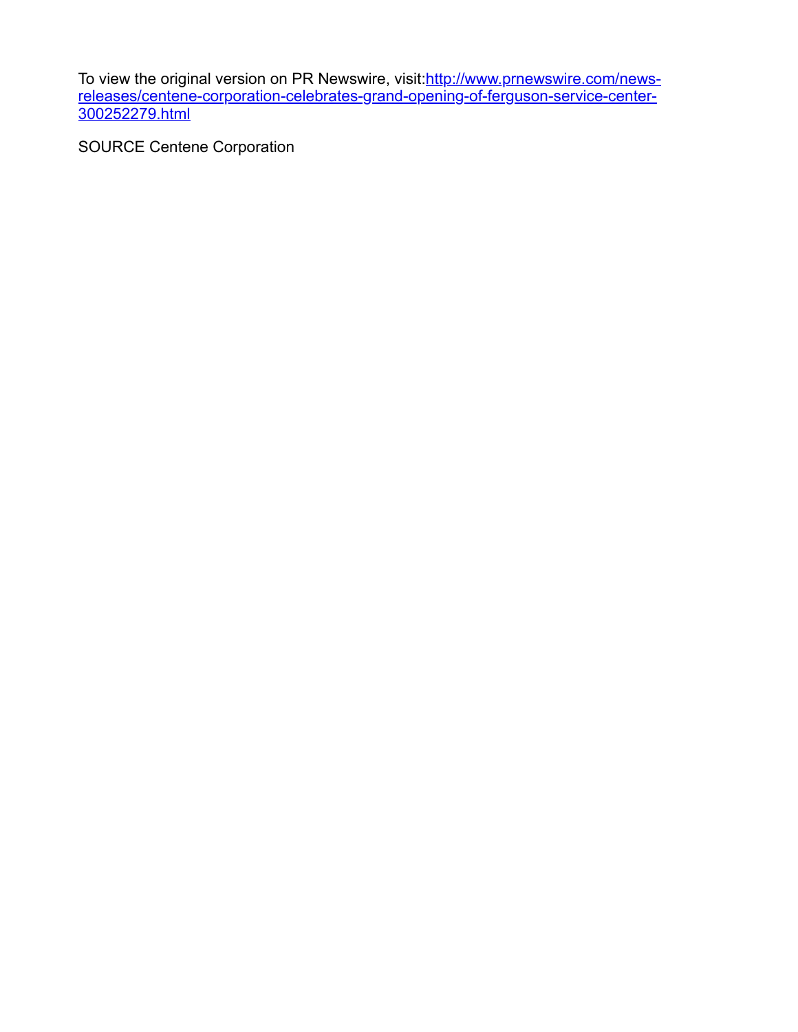To view the original version on PR Newswire, visit:[http://www.prnewswire.com/news-releases/centene-corporation-celebrates-grand-opening-of-ferguson-service-center-300252279.html](http://www.prnewswire.com/news-releases/centene-corporation-celebrates-grand-opening-of-ferguson-service-center-300252279.html)

SOURCE Centene Corporation